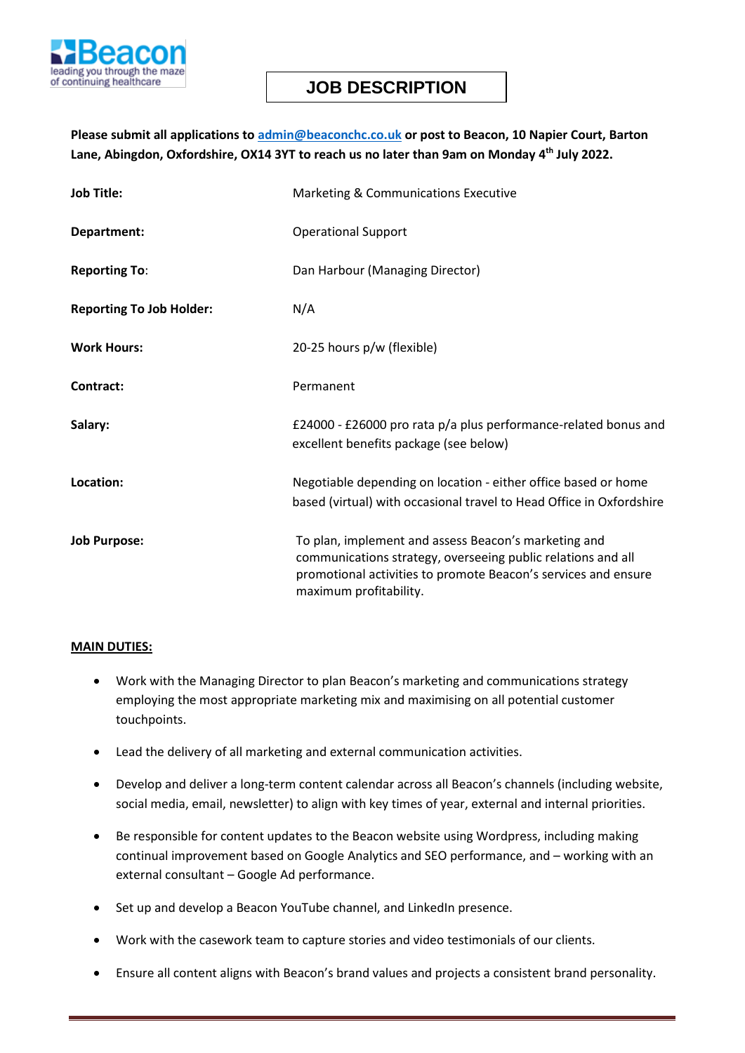Beacon
leading you through the maze of continuing healthcare

# JOB DESCRIPTION

**Please submit all applications to [admin@beaconchc.co.uk](mailto:admin@beaconchc.co.uk) or post to Beacon, 10 Napier Court, Barton Lane, Abingdon, Oxfordshire, OX14 3YT to reach us no later than 9am on Monday 4th July 2022.**

| | |
|---|---|
| **Job Title:** | Marketing & Communications Executive |
| **Department:** | Operational Support |
| **Reporting To:** | Dan Harbour (Managing Director) |
| **Reporting To Job Holder:** | N/A |
| **Work Hours:** | 20-25 hours p/w (flexible) |
| **Contract:** | Permanent |
| **Salary:** | £24000 - £26000 pro rata p/a plus performance-related bonus and excellent benefits package (see below) |
| **Location:** | Negotiable depending on location - either office based or home based (virtual) with occasional travel to Head Office in Oxfordshire |
| **Job Purpose:** | To plan, implement and assess Beacon's marketing and communications strategy, overseeing public relations and all promotional activities to promote Beacon's services and ensure maximum profitability. |

## MAIN DUTIES:

- Work with the Managing Director to plan Beacon's marketing and communications strategy employing the most appropriate marketing mix and maximising on all potential customer touchpoints.
- Lead the delivery of all marketing and external communication activities.
- Develop and deliver a long-term content calendar across all Beacon's channels (including website, social media, email, newsletter) to align with key times of year, external and internal priorities.
- Be responsible for content updates to the Beacon website using Wordpress, including making continual improvement based on Google Analytics and SEO performance, and – working with an external consultant – Google Ad performance.
- Set up and develop a Beacon YouTube channel, and LinkedIn presence.
- Work with the casework team to capture stories and video testimonials of our clients.
- Ensure all content aligns with Beacon's brand values and projects a consistent brand personality.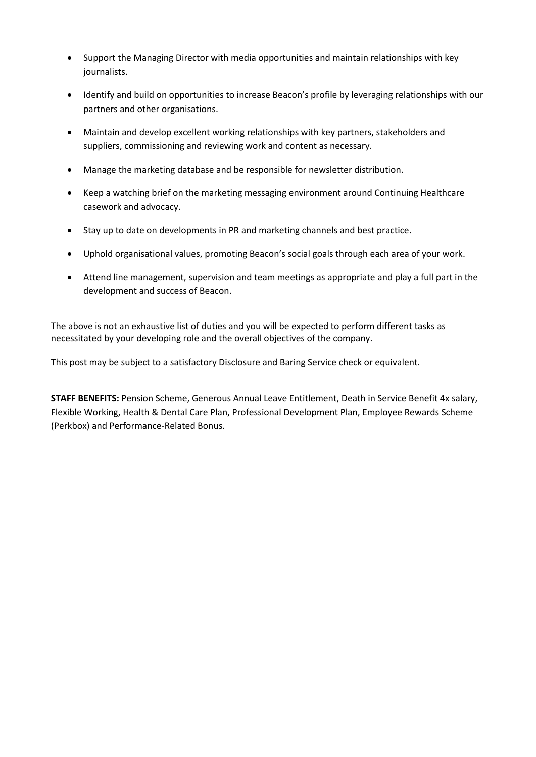- Support the Managing Director with media opportunities and maintain relationships with key journalists.
- Identify and build on opportunities to increase Beacon's profile by leveraging relationships with our partners and other organisations.
- Maintain and develop excellent working relationships with key partners, stakeholders and suppliers, commissioning and reviewing work and content as necessary.
- Manage the marketing database and be responsible for newsletter distribution.
- Keep a watching brief on the marketing messaging environment around Continuing Healthcare casework and advocacy.
- Stay up to date on developments in PR and marketing channels and best practice.
- Uphold organisational values, promoting Beacon's social goals through each area of your work.
- Attend line management, supervision and team meetings as appropriate and play a full part in the development and success of Beacon.

The above is not an exhaustive list of duties and you will be expected to perform different tasks as necessitated by your developing role and the overall objectives of the company.

This post may be subject to a satisfactory Disclosure and Baring Service check or equivalent.

**STAFF BENEFITS:** Pension Scheme, Generous Annual Leave Entitlement, Death in Service Benefit 4x salary, Flexible Working, Health & Dental Care Plan, Professional Development Plan, Employee Rewards Scheme (Perkbox) and Performance-Related Bonus.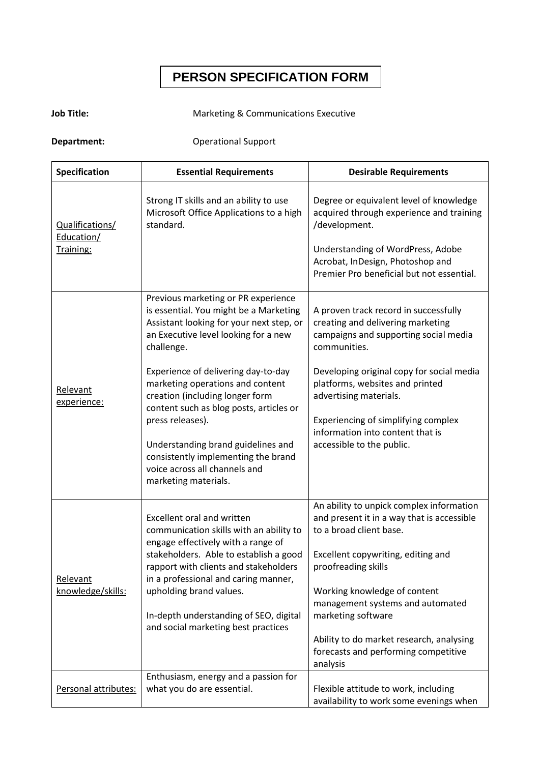# PERSON SPECIFICATION FORM

**Job Title:** Marketing & Communications Executive

**Department:** Operational Support

| Specification | Essential Requirements | Desirable Requirements |
|---|---|---|
| Qualifications/ Education/ Training: | Strong IT skills and an ability to use Microsoft Office Applications to a high standard. | Degree or equivalent level of knowledge acquired through experience and training /development.<br><br>Understanding of WordPress, Adobe Acrobat, InDesign, Photoshop and Premier Pro beneficial but not essential. |
| Relevant experience: | Previous marketing or PR experience is essential. You might be a Marketing Assistant looking for your next step, or an Executive level looking for a new challenge.<br><br>Experience of delivering day-to-day marketing operations and content creation (including longer form content such as blog posts, articles or press releases).<br><br>Understanding brand guidelines and consistently implementing the brand voice across all channels and marketing materials. | A proven track record in successfully creating and delivering marketing campaigns and supporting social media communities.<br><br>Developing original copy for social media platforms, websites and printed advertising materials.<br><br>Experiencing of simplifying complex information into content that is accessible to the public. |
| Relevant knowledge/skills: | Excellent oral and written communication skills with an ability to engage effectively with a range of stakeholders. Able to establish a good rapport with clients and stakeholders in a professional and caring manner, upholding brand values.<br><br>In-depth understanding of SEO, digital and social marketing best practices | An ability to unpick complex information and present it in a way that is accessible to a broad client base.<br><br>Excellent copywriting, editing and proofreading skills<br><br>Working knowledge of content management systems and automated marketing software<br><br>Ability to do market research, analysing forecasts and performing competitive analysis |
| Personal attributes: | Enthusiasm, energy and a passion for what you do are essential. | Flexible attitude to work, including availability to work some evenings when |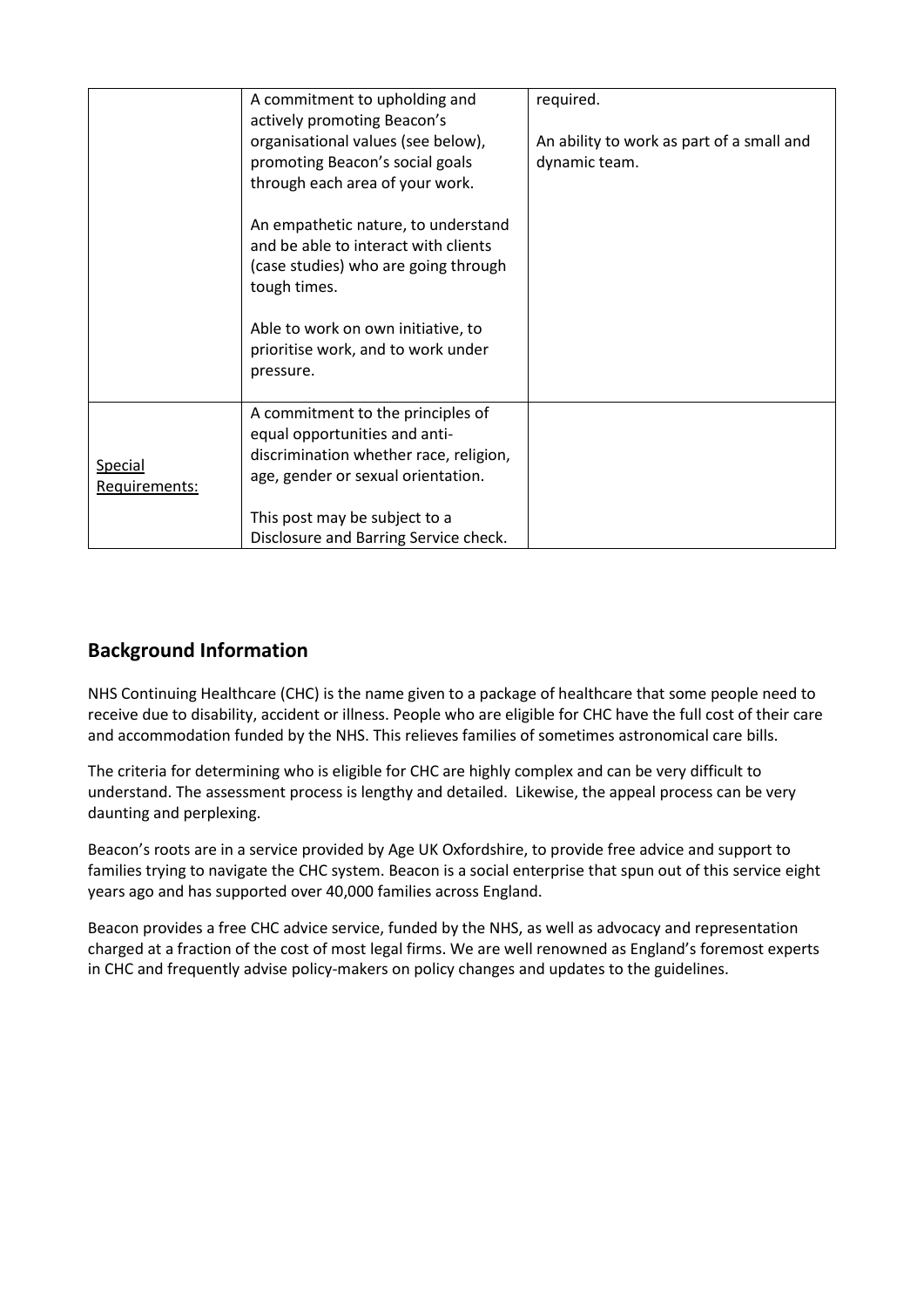| | | |
|---|---|---|
| | A commitment to upholding and actively promoting Beacon's organisational values (see below), promoting Beacon's social goals through each area of your work.<br><br>An empathetic nature, to understand and be able to interact with clients (case studies) who are going through tough times.<br><br>Able to work on own initiative, to prioritise work, and to work under pressure. | required.<br><br>An ability to work as part of a small and dynamic team. |
| Special Requirements: | A commitment to the principles of equal opportunities and anti-discrimination whether race, religion, age, gender or sexual orientation.<br><br>This post may be subject to a Disclosure and Barring Service check. | |

## Background Information

NHS Continuing Healthcare (CHC) is the name given to a package of healthcare that some people need to receive due to disability, accident or illness. People who are eligible for CHC have the full cost of their care and accommodation funded by the NHS. This relieves families of sometimes astronomical care bills.

The criteria for determining who is eligible for CHC are highly complex and can be very difficult to understand. The assessment process is lengthy and detailed. Likewise, the appeal process can be very daunting and perplexing.

Beacon's roots are in a service provided by Age UK Oxfordshire, to provide free advice and support to families trying to navigate the CHC system. Beacon is a social enterprise that spun out of this service eight years ago and has supported over 40,000 families across England.

Beacon provides a free CHC advice service, funded by the NHS, as well as advocacy and representation charged at a fraction of the cost of most legal firms. We are well renowned as England's foremost experts in CHC and frequently advise policy-makers on policy changes and updates to the guidelines.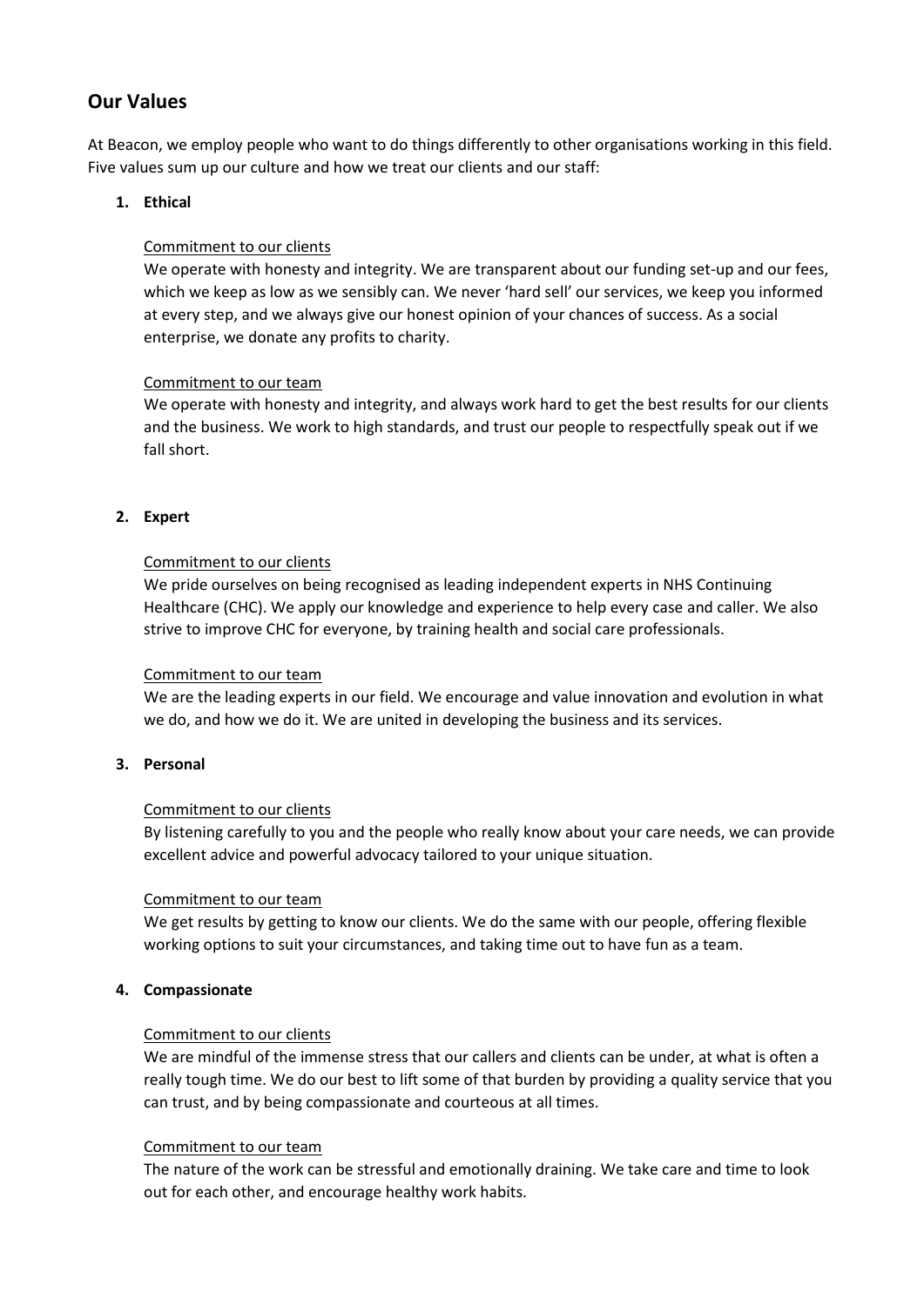## Our Values

At Beacon, we employ people who want to do things differently to other organisations working in this field. Five values sum up our culture and how we treat our clients and our staff:

1. **Ethical**

   Commitment to our clients
   We operate with honesty and integrity. We are transparent about our funding set-up and our fees, which we keep as low as we sensibly can. We never 'hard sell' our services, we keep you informed at every step, and we always give our honest opinion of your chances of success. As a social enterprise, we donate any profits to charity.

   Commitment to our team
   We operate with honesty and integrity, and always work hard to get the best results for our clients and the business. We work to high standards, and trust our people to respectfully speak out if we fall short.

2. **Expert**

   Commitment to our clients
   We pride ourselves on being recognised as leading independent experts in NHS Continuing Healthcare (CHC). We apply our knowledge and experience to help every case and caller. We also strive to improve CHC for everyone, by training health and social care professionals.

   Commitment to our team
   We are the leading experts in our field. We encourage and value innovation and evolution in what we do, and how we do it. We are united in developing the business and its services.

3. **Personal**

   Commitment to our clients
   By listening carefully to you and the people who really know about your care needs, we can provide excellent advice and powerful advocacy tailored to your unique situation.

   Commitment to our team
   We get results by getting to know our clients. We do the same with our people, offering flexible working options to suit your circumstances, and taking time out to have fun as a team.

4. **Compassionate**

   Commitment to our clients
   We are mindful of the immense stress that our callers and clients can be under, at what is often a really tough time. We do our best to lift some of that burden by providing a quality service that you can trust, and by being compassionate and courteous at all times.

   Commitment to our team
   The nature of the work can be stressful and emotionally draining. We take care and time to look out for each other, and encourage healthy work habits.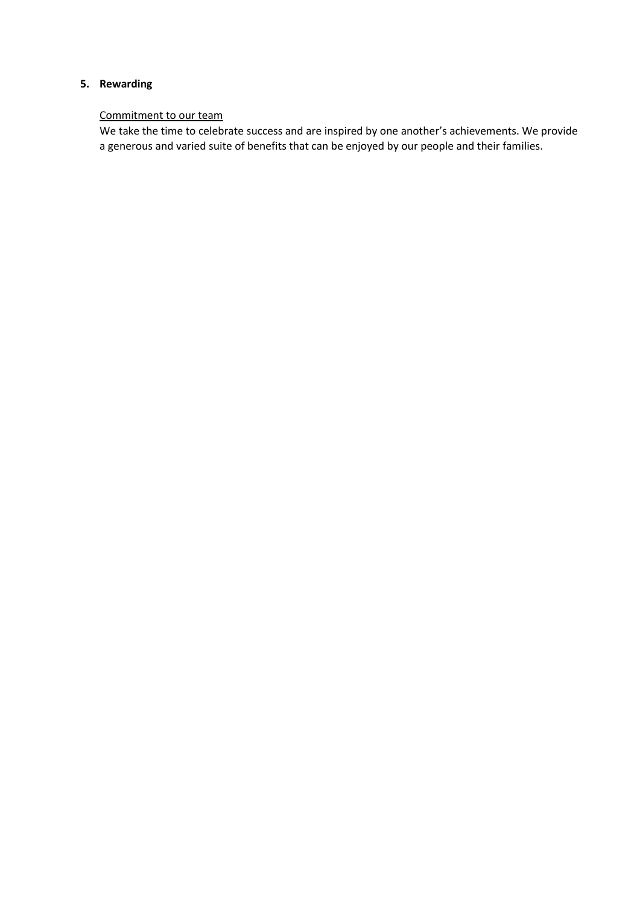5. **Rewarding**

   Commitment to our team

   We take the time to celebrate success and are inspired by one another's achievements. We provide a generous and varied suite of benefits that can be enjoyed by our people and their families.